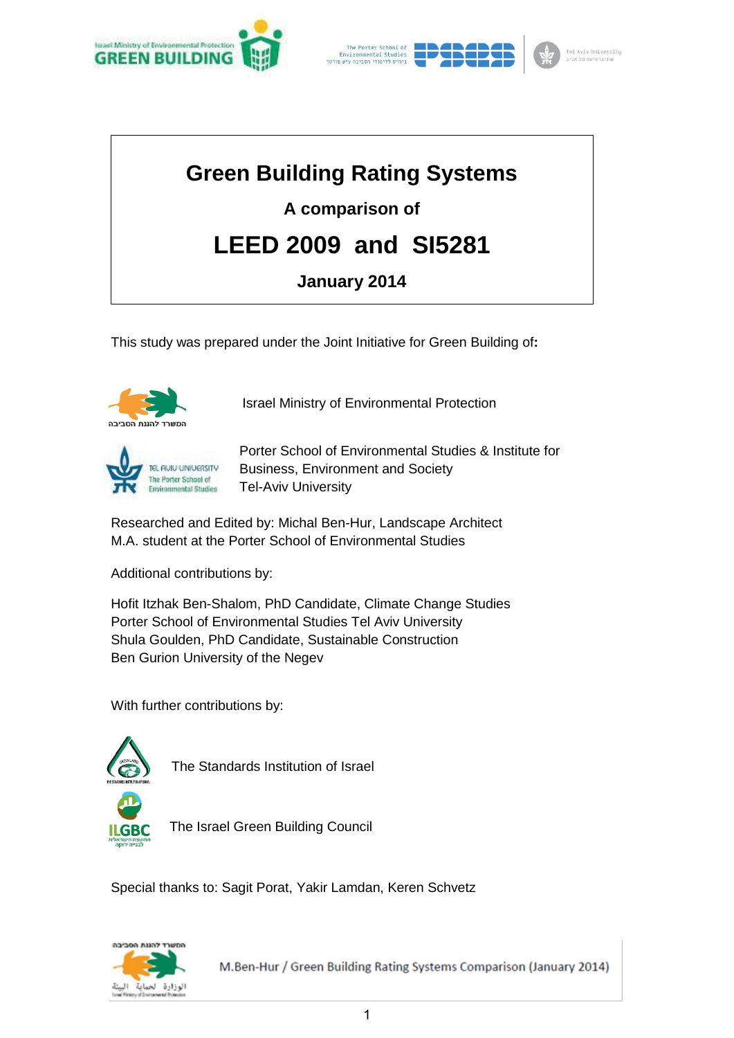# Green Building Rating Systems

### A comparison of

## LEED 2009 and SI5281

### January 2014

This study was prepared under the Joint Initiative for Green Building of**:**

Israel Ministry of Environmental Protection

Porter School of Environmental Studies & Institute for Business, Environment and Society
Tel-Aviv University

Researched and Edited by: Michal Ben-Hur, Landscape Architect
M.A. student at the Porter School of Environmental Studies

Additional contributions by:

Hofit Itzhak Ben-Shalom, PhD Candidate, Climate Change Studies
Porter School of Environmental Studies Tel Aviv University
Shula Goulden, PhD Candidate, Sustainable Construction
Ben Gurion University of the Negev

With further contributions by:

The Standards Institution of Israel

The Israel Green Building Council

Special thanks to: Sagit Porat, Yakir Lamdan, Keren Schvetz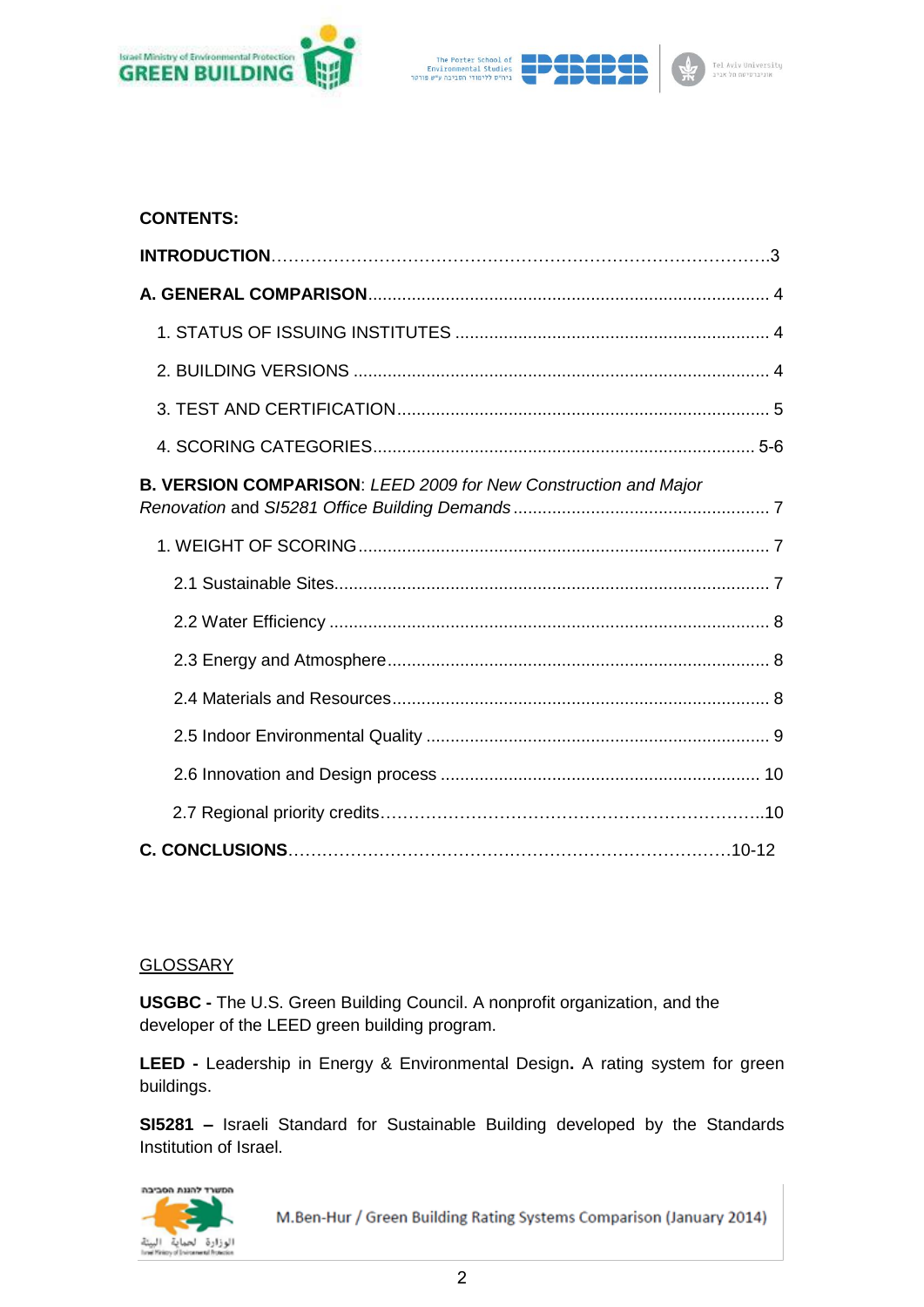**CONTENTS:**

**INTRODUCTION**……………………………………………………………………………..3

**A. GENERAL COMPARISON**.................................................................................. 4

1. STATUS OF ISSUING INSTITUTES ................................................................. 4

2. BUILDING VERSIONS ..................................................................................... 4

3. TEST AND CERTIFICATION............................................................................ 5

4. SCORING CATEGORIES............................................................................... 5-6

**B. VERSION COMPARISON**: *LEED 2009 for New Construction and Major Renovation* and *SI5281 Office Building Demands* ..................................................... 7

1. WEIGHT OF SCORING .................................................................................... 7

2.1 Sustainable Sites......................................................................................... 7

2.2 Water Efficiency .......................................................................................... 8

2.3 Energy and Atmosphere.............................................................................. 8

2.4 Materials and Resources............................................................................. 8

2.5 Indoor Environmental Quality ...................................................................... 9

2.6 Innovation and Design process ................................................................. 10

2.7 Regional priority credits…………………………………………………………..10

**C. CONCLUSIONS**…………………………………………………………………….10-12

GLOSSARY

**USGBC -** The U.S. Green Building Council. A nonprofit organization, and the developer of the LEED green building program.

**LEED -** Leadership in Energy & Environmental Design**.** A rating system for green buildings.

**SI5281 –** Israeli Standard for Sustainable Building developed by the Standards Institution of Israel.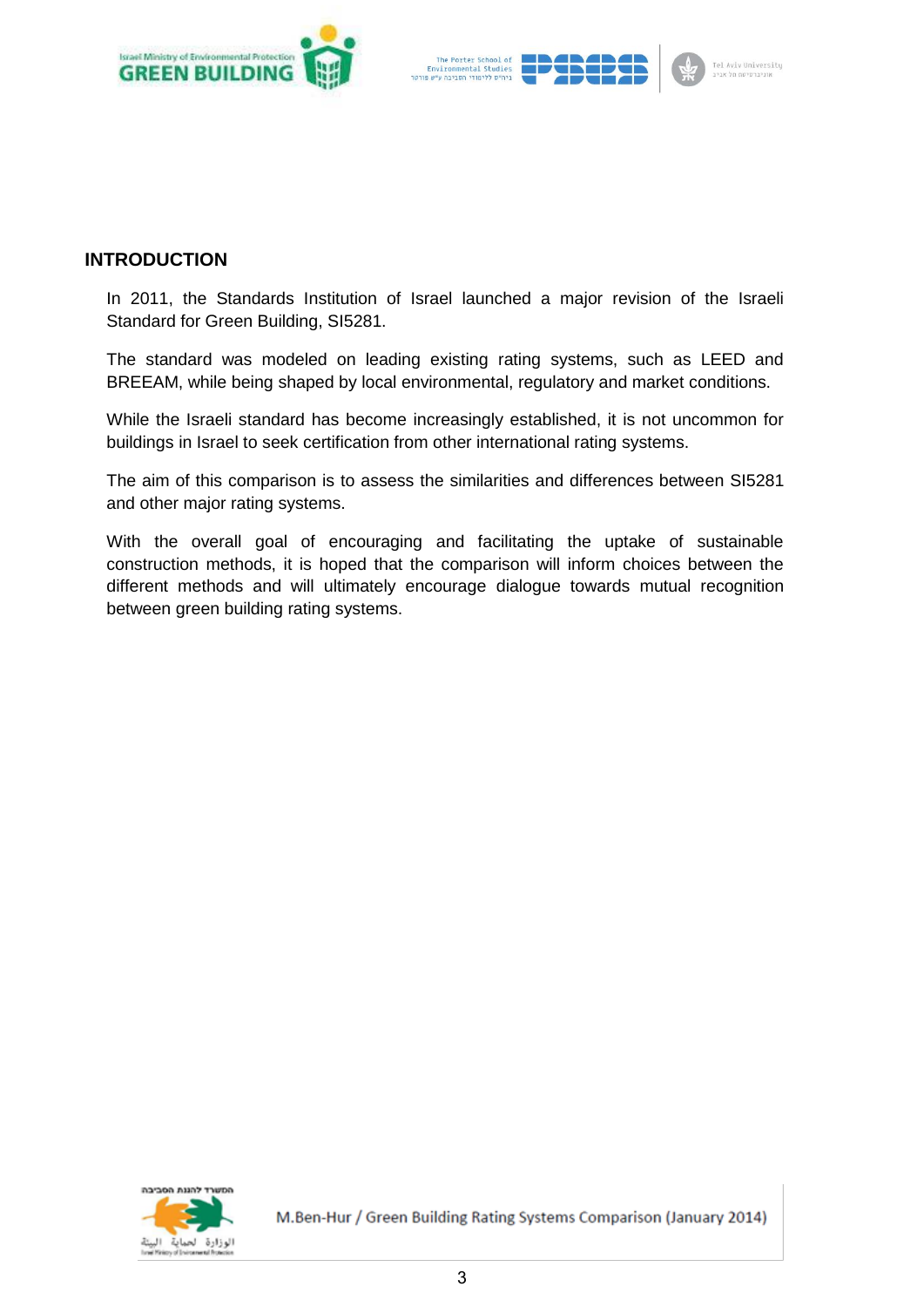## INTRODUCTION

In 2011, the Standards Institution of Israel launched a major revision of the Israeli Standard for Green Building, SI5281.

The standard was modeled on leading existing rating systems, such as LEED and BREEAM, while being shaped by local environmental, regulatory and market conditions.

While the Israeli standard has become increasingly established, it is not uncommon for buildings in Israel to seek certification from other international rating systems.

The aim of this comparison is to assess the similarities and differences between SI5281 and other major rating systems.

With the overall goal of encouraging and facilitating the uptake of sustainable construction methods, it is hoped that the comparison will inform choices between the different methods and will ultimately encourage dialogue towards mutual recognition between green building rating systems.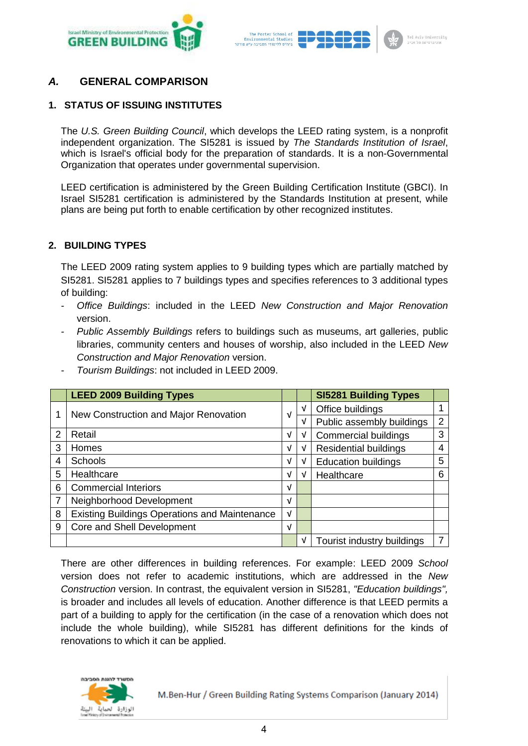## *A.* GENERAL COMPARISON

### 1. STATUS OF ISSUING INSTITUTES

The *U.S. Green Building Council*, which develops the LEED rating system, is a nonprofit independent organization. The SI5281 is issued by *The Standards Institution of Israel*, which is Israel's official body for the preparation of standards. It is a non-Governmental Organization that operates under governmental supervision.

LEED certification is administered by the Green Building Certification Institute (GBCI). In Israel SI5281 certification is administered by the Standards Institution at present, while plans are being put forth to enable certification by other recognized institutes.

### 2. BUILDING TYPES

The LEED 2009 rating system applies to 9 building types which are partially matched by SI5281. SI5281 applies to 7 buildings types and specifies references to 3 additional types of building:

- *Office Buildings*: included in the LEED *New Construction and Major Renovation* version.
- *Public Assembly Buildings* refers to buildings such as museums, art galleries, public libraries, community centers and houses of worship, also included in the LEED *New Construction and Major Renovation* version.
- *Tourism Buildings*: not included in LEED 2009.

| | LEED 2009 Building Types | | | SI5281 Building Types | |
|---|---|---|---|---|---|
| 1 | New Construction and Major Renovation | √ | √ | Office buildings | 1 |
| | | | √ | Public assembly buildings | 2 |
| 2 | Retail | √ | √ | Commercial buildings | 3 |
| 3 | Homes | √ | √ | Residential buildings | 4 |
| 4 | Schools | √ | √ | Education buildings | 5 |
| 5 | Healthcare | √ | √ | Healthcare | 6 |
| 6 | Commercial Interiors | √ | | | |
| 7 | Neighborhood Development | √ | | | |
| 8 | Existing Buildings Operations and Maintenance | √ | | | |
| 9 | Core and Shell Development | √ | | | |
| | | | √ | Tourist industry buildings | 7 |

There are other differences in building references. For example: LEED 2009 *School* version does not refer to academic institutions, which are addressed in the *New Construction* version. In contrast, the equivalent version in SI5281, *"Education buildings",* is broader and includes all levels of education. Another difference is that LEED permits a part of a building to apply for the certification (in the case of a renovation which does not include the whole building), while SI5281 has different definitions for the kinds of renovations to which it can be applied.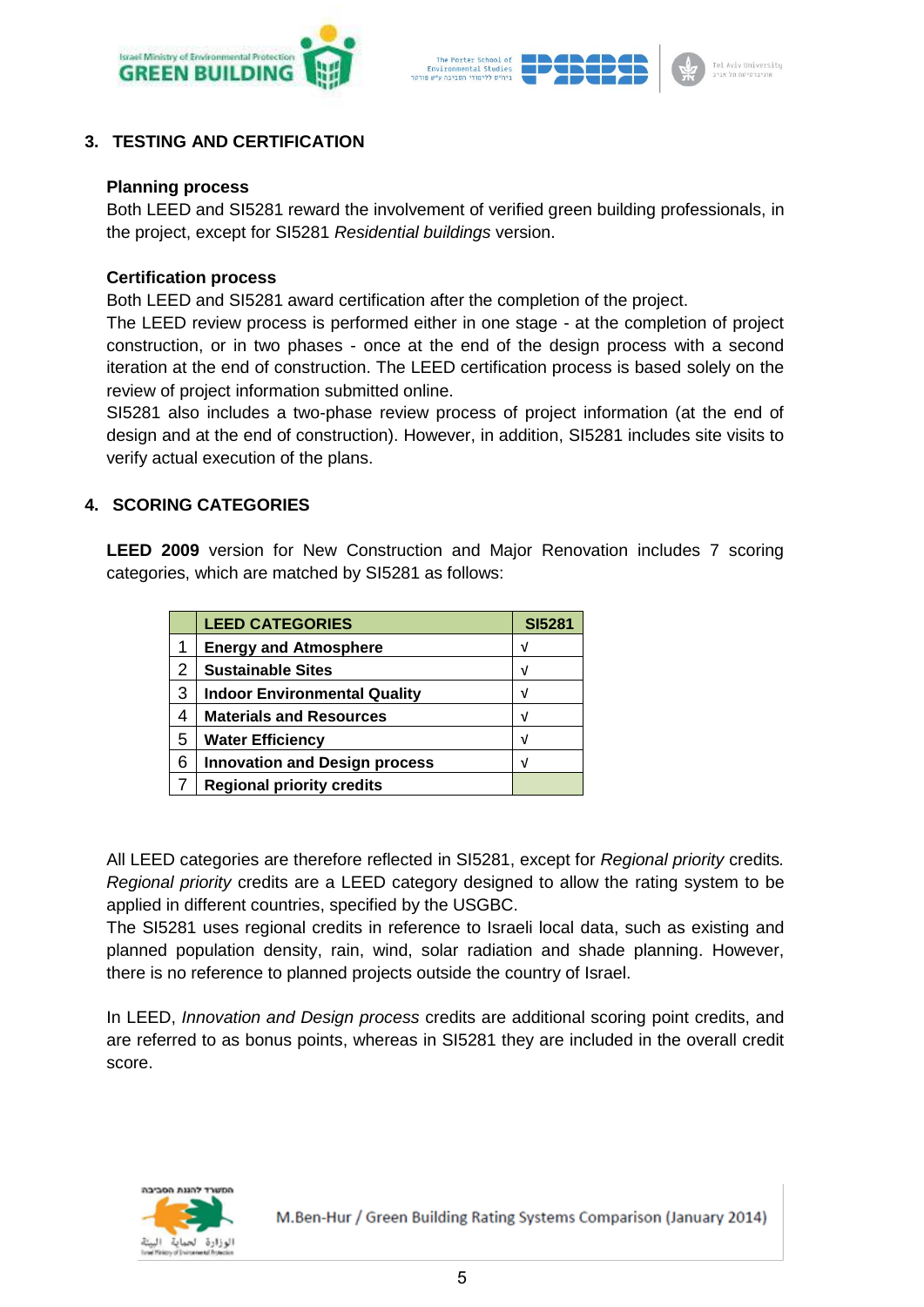## 3. TESTING AND CERTIFICATION

### Planning process

Both LEED and SI5281 reward the involvement of verified green building professionals, in the project, except for SI5281 *Residential buildings* version.

### Certification process

Both LEED and SI5281 award certification after the completion of the project.

The LEED review process is performed either in one stage - at the completion of project construction, or in two phases - once at the end of the design process with a second iteration at the end of construction. The LEED certification process is based solely on the review of project information submitted online.

SI5281 also includes a two-phase review process of project information (at the end of design and at the end of construction). However, in addition, SI5281 includes site visits to verify actual execution of the plans.

## 4. SCORING CATEGORIES

**LEED 2009** version for New Construction and Major Renovation includes 7 scoring categories, which are matched by SI5281 as follows:

| | LEED CATEGORIES | SI5281 |
|---|---|---|
| 1 | **Energy and Atmosphere** | √ |
| 2 | **Sustainable Sites** | √ |
| 3 | **Indoor Environmental Quality** | √ |
| 4 | **Materials and Resources** | √ |
| 5 | **Water Efficiency** | √ |
| 6 | **Innovation and Design process** | √ |
| 7 | **Regional priority credits** | |

All LEED categories are therefore reflected in SI5281, except for *Regional priority* credits. *Regional priority* credits are a LEED category designed to allow the rating system to be applied in different countries, specified by the USGBC.

The SI5281 uses regional credits in reference to Israeli local data, such as existing and planned population density, rain, wind, solar radiation and shade planning. However, there is no reference to planned projects outside the country of Israel.

In LEED, *Innovation and Design process* credits are additional scoring point credits, and are referred to as bonus points, whereas in SI5281 they are included in the overall credit score.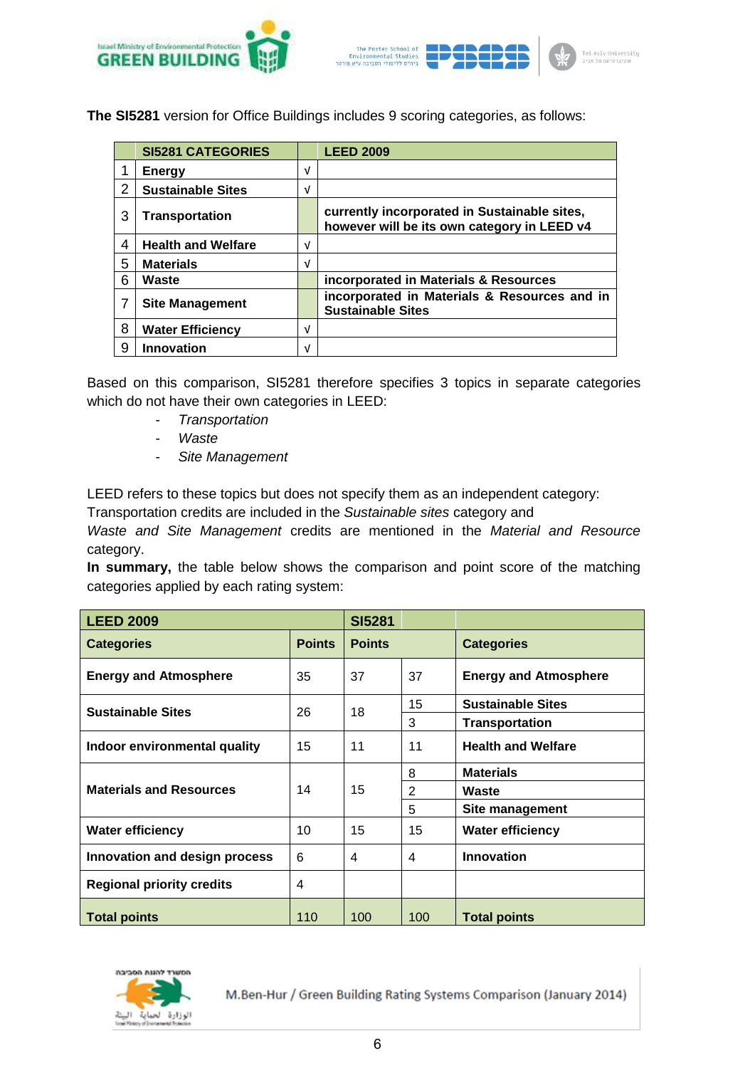**The SI5281** version for Office Buildings includes 9 scoring categories, as follows:

| | **SI5281 CATEGORIES** | | **LEED 2009** |
|---|---|---|---|
| 1 | **Energy** | √ | |
| 2 | **Sustainable Sites** | √ | |
| 3 | **Transportation** | | **currently incorporated in Sustainable sites, however will be its own category in LEED v4** |
| 4 | **Health and Welfare** | √ | |
| 5 | **Materials** | √ | |
| 6 | **Waste** | | **incorporated in Materials & Resources** |
| 7 | **Site Management** | | **incorporated in Materials & Resources and in Sustainable Sites** |
| 8 | **Water Efficiency** | √ | |
| 9 | **Innovation** | √ | |

Based on this comparison, SI5281 therefore specifies 3 topics in separate categories which do not have their own categories in LEED:

- *Transportation*
- *Waste*
- *Site Management*

LEED refers to these topics but does not specify them as an independent category: Transportation credits are included in the *Sustainable sites* category and *Waste and Site Management* credits are mentioned in the *Material and Resource* category.

**In summary,** the table below shows the comparison and point score of the matching categories applied by each rating system:

| **LEED 2009** | | **SI5281** | | |
|---|---|---|---|---|
| **Categories** | **Points** | **Points** | | **Categories** |
| **Energy and Atmosphere** | 35 | 37 | 37 | **Energy and Atmosphere** |
| **Sustainable Sites** | 26 | 18 | 15 | **Sustainable Sites** |
| | | | 3 | **Transportation** |
| **Indoor environmental quality** | 15 | 11 | 11 | **Health and Welfare** |
| **Materials and Resources** | 14 | 15 | 8 | **Materials** |
| | | | 2 | **Waste** |
| | | | 5 | **Site management** |
| **Water efficiency** | 10 | 15 | 15 | **Water efficiency** |
| **Innovation and design process** | 6 | 4 | 4 | **Innovation** |
| **Regional priority credits** | 4 | | | |
| **Total points** | 110 | 100 | 100 | **Total points** |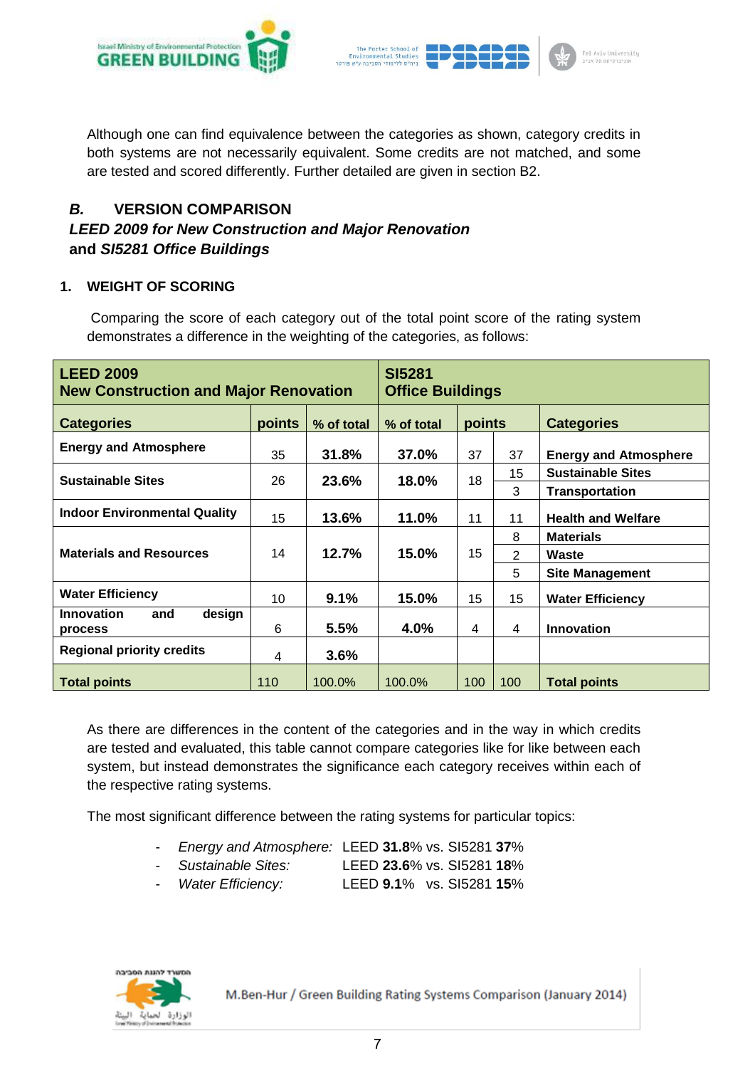Although one can find equivalence between the categories as shown, category credits in both systems are not necessarily equivalent. Some credits are not matched, and some are tested and scored differently. Further detailed are given in section B2.

## *B.* VERSION COMPARISON

### *LEED 2009 for New Construction and Major Renovation*
### and *SI5281 Office Buildings*

### 1. WEIGHT OF SCORING

Comparing the score of each category out of the total point score of the rating system demonstrates a difference in the weighting of the categories, as follows:

| **LEED 2009 New Construction and Major Renovation** | | | **SI5281 Office Buildings** | | | |
|---|---|---|---|---|---|---|
| **Categories** | **points** | **% of total** | **% of total** | **points** | | **Categories** |
| **Energy and Atmosphere** | 35 | **31.8%** | **37.0%** | 37 | 37 | **Energy and Atmosphere** |
| **Sustainable Sites** | 26 | **23.6%** | **18.0%** | 18 | 15 | **Sustainable Sites** |
| | | | | | 3 | **Transportation** |
| **Indoor Environmental Quality** | 15 | **13.6%** | **11.0%** | 11 | 11 | **Health and Welfare** |
| **Materials and Resources** | 14 | **12.7%** | **15.0%** | 15 | 8 | **Materials** |
| | | | | | 2 | **Waste** |
| | | | | | 5 | **Site Management** |
| **Water Efficiency** | 10 | **9.1%** | **15.0%** | 15 | 15 | **Water Efficiency** |
| **Innovation and design process** | 6 | **5.5%** | **4.0%** | 4 | 4 | **Innovation** |
| **Regional priority credits** | 4 | **3.6%** | | | | |
| **Total points** | 110 | 100.0% | 100.0% | 100 | 100 | **Total points** |

As there are differences in the content of the categories and in the way in which credits are tested and evaluated, this table cannot compare categories like for like between each system, but instead demonstrates the significance each category receives within each of the respective rating systems.

The most significant difference between the rating systems for particular topics:

- *Energy and Atmosphere:* LEED **31.8**% vs. SI5281 **37**%
- *Sustainable Sites:* LEED **23.6**% vs. SI5281 **18**%
- *Water Efficiency:* LEED **9.1**% vs. SI5281 **15**%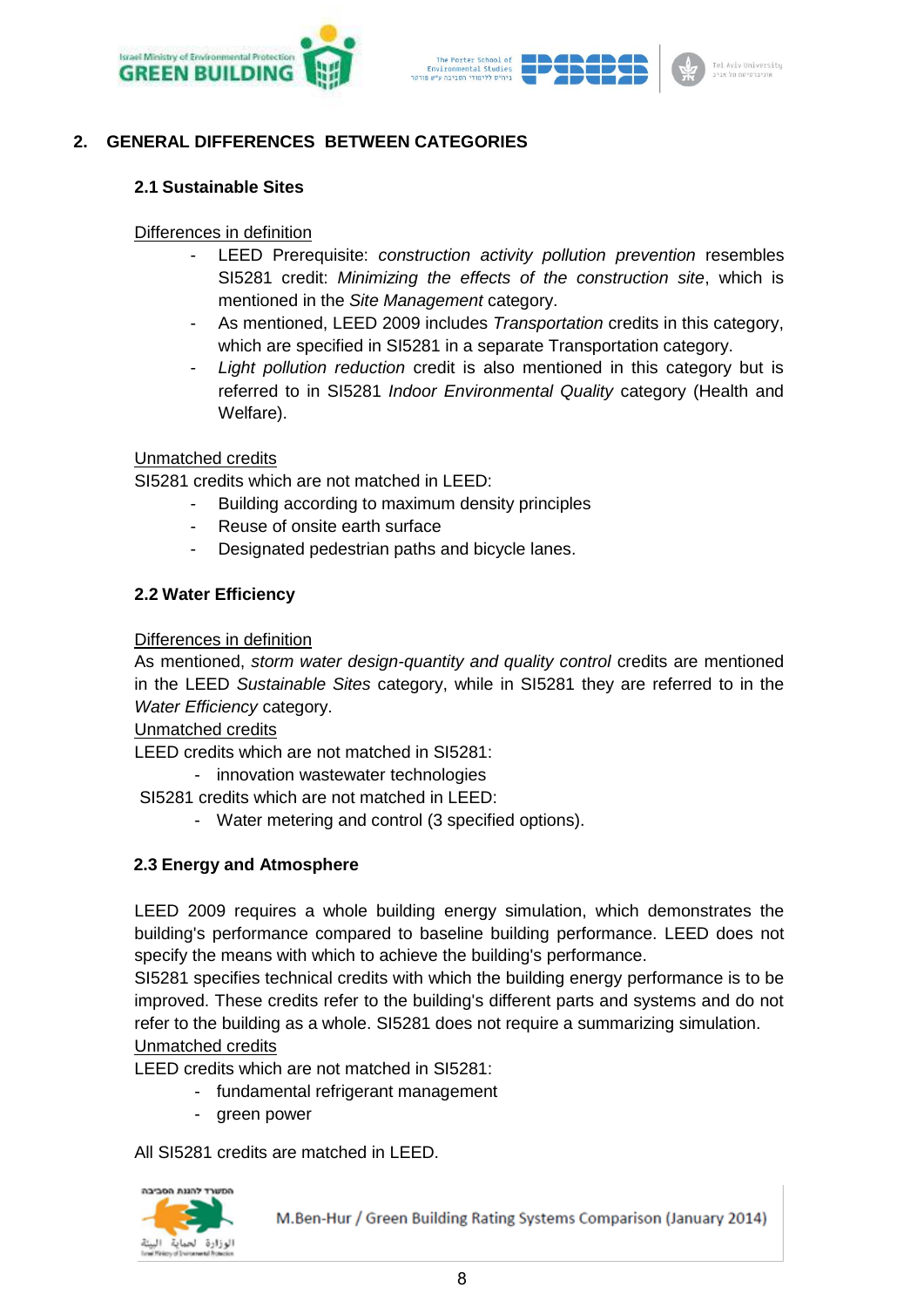## 2. GENERAL DIFFERENCES BETWEEN CATEGORIES

### 2.1 Sustainable Sites

Differences in definition

- LEED Prerequisite: *construction activity pollution prevention* resembles SI5281 credit: *Minimizing the effects of the construction site*, which is mentioned in the *Site Management* category.
- As mentioned, LEED 2009 includes *Transportation* credits in this category, which are specified in SI5281 in a separate Transportation category.
- *Light pollution reduction* credit is also mentioned in this category but is referred to in SI5281 *Indoor Environmental Quality* category (Health and Welfare).

Unmatched credits

SI5281 credits which are not matched in LEED:

- Building according to maximum density principles
- Reuse of onsite earth surface
- Designated pedestrian paths and bicycle lanes.

### 2.2 Water Efficiency

Differences in definition

As mentioned, *storm water design-quantity and quality control* credits are mentioned in the LEED *Sustainable Sites* category, while in SI5281 they are referred to in the *Water Efficiency* category.

Unmatched credits

LEED credits which are not matched in SI5281:

- innovation wastewater technologies

SI5281 credits which are not matched in LEED:

- Water metering and control (3 specified options).

### 2.3 Energy and Atmosphere

LEED 2009 requires a whole building energy simulation, which demonstrates the building's performance compared to baseline building performance. LEED does not specify the means with which to achieve the building's performance.

SI5281 specifies technical credits with which the building energy performance is to be improved. These credits refer to the building's different parts and systems and do not refer to the building as a whole. SI5281 does not require a summarizing simulation.

Unmatched credits

LEED credits which are not matched in SI5281:

- fundamental refrigerant management
- green power

All SI5281 credits are matched in LEED.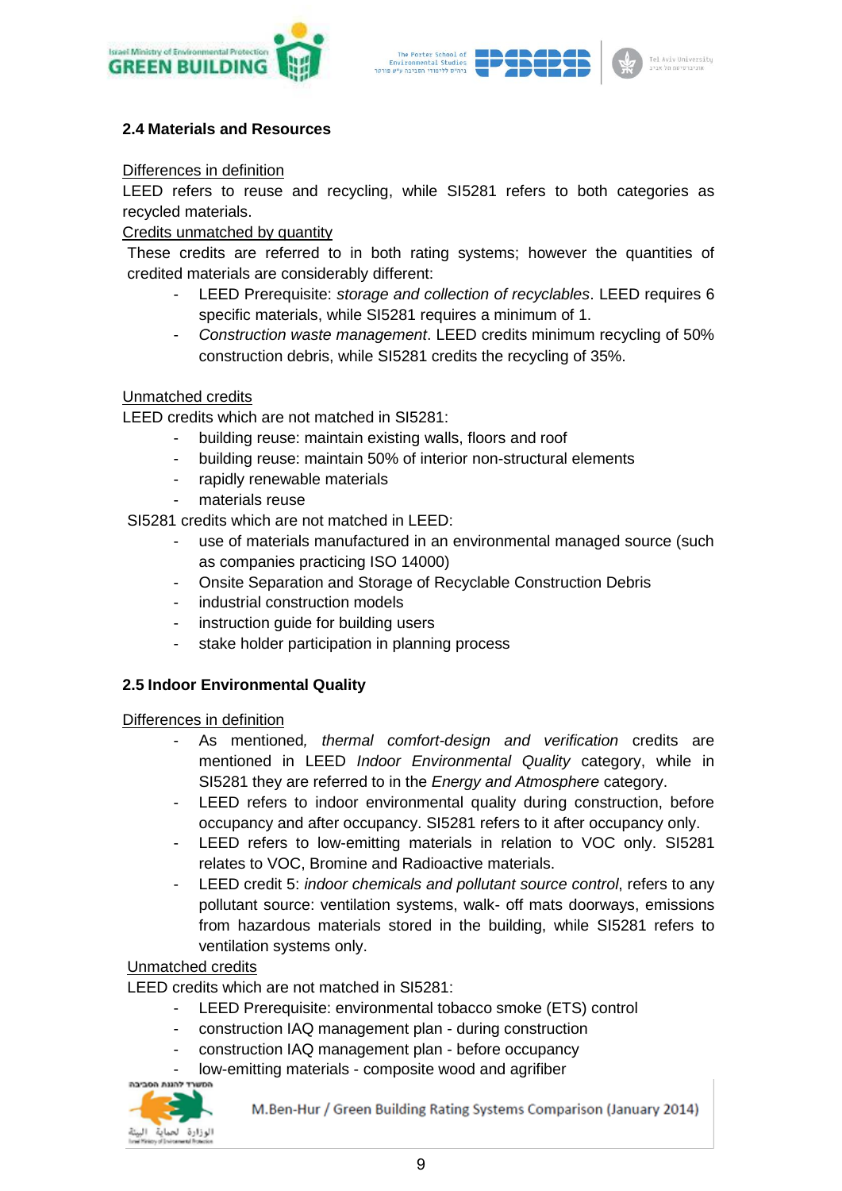### 2.4 Materials and Resources

Differences in definition

LEED refers to reuse and recycling, while SI5281 refers to both categories as recycled materials.

Credits unmatched by quantity

These credits are referred to in both rating systems; however the quantities of credited materials are considerably different:

- LEED Prerequisite: *storage and collection of recyclables*. LEED requires 6 specific materials, while SI5281 requires a minimum of 1.
- *Construction waste management*. LEED credits minimum recycling of 50% construction debris, while SI5281 credits the recycling of 35%.

Unmatched credits

LEED credits which are not matched in SI5281:

- building reuse: maintain existing walls, floors and roof
- building reuse: maintain 50% of interior non-structural elements
- rapidly renewable materials
- materials reuse

SI5281 credits which are not matched in LEED:

- use of materials manufactured in an environmental managed source (such as companies practicing ISO 14000)
- Onsite Separation and Storage of Recyclable Construction Debris
- industrial construction models
- instruction guide for building users
- stake holder participation in planning process

### 2.5 Indoor Environmental Quality

Differences in definition

- As mentioned*, thermal comfort-design and verification* credits are mentioned in LEED *Indoor Environmental Quality* category, while in SI5281 they are referred to in the *Energy and Atmosphere* category.
- LEED refers to indoor environmental quality during construction, before occupancy and after occupancy. SI5281 refers to it after occupancy only.
- LEED refers to low-emitting materials in relation to VOC only. SI5281 relates to VOC, Bromine and Radioactive materials.
- LEED credit 5: *indoor chemicals and pollutant source control*, refers to any pollutant source: ventilation systems, walk- off mats doorways, emissions from hazardous materials stored in the building, while SI5281 refers to ventilation systems only.

Unmatched credits

LEED credits which are not matched in SI5281:

- LEED Prerequisite: environmental tobacco smoke (ETS) control
- construction IAQ management plan - during construction
- construction IAQ management plan - before occupancy
- low-emitting materials - composite wood and agrifiber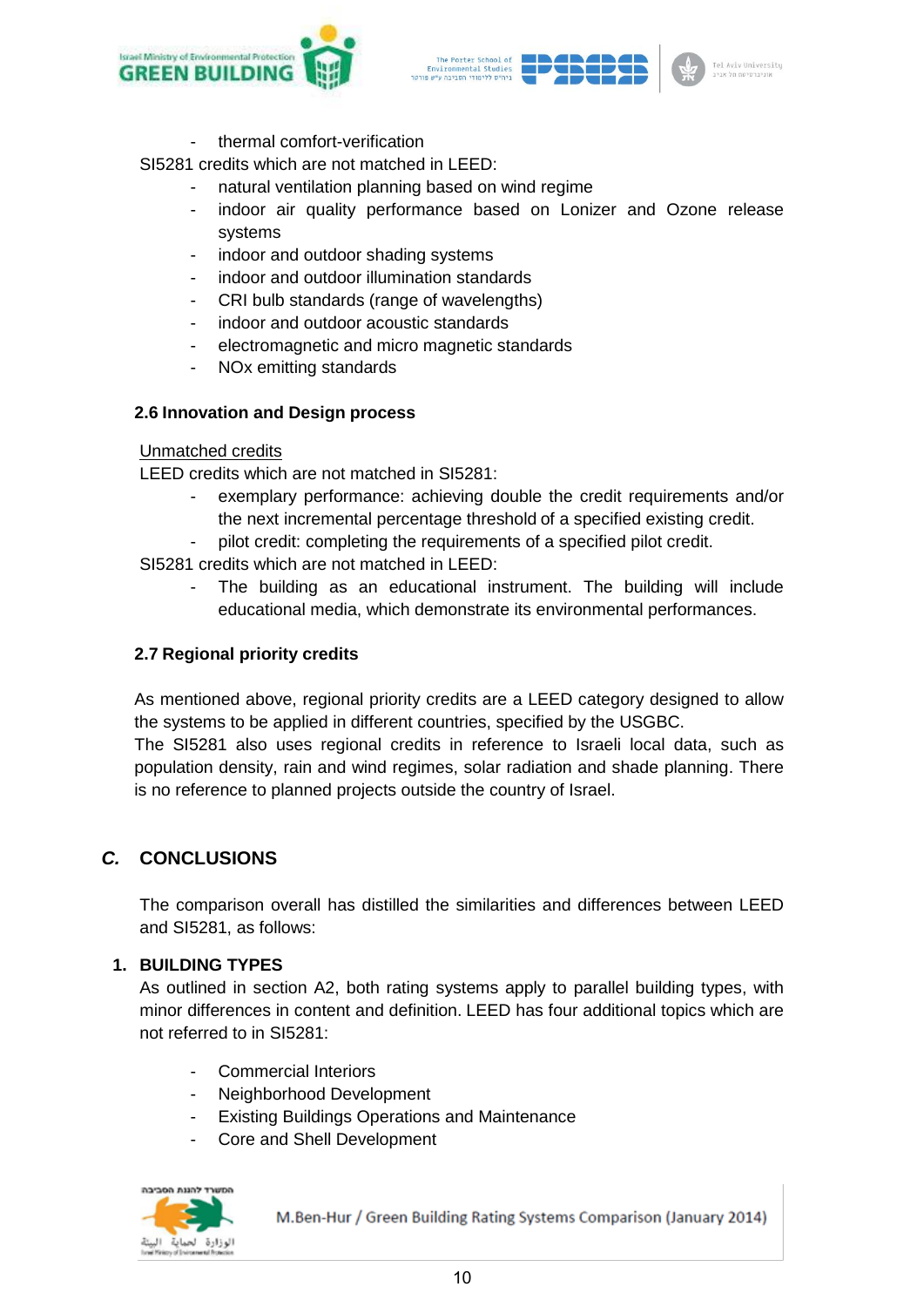- thermal comfort-verification

SI5281 credits which are not matched in LEED:

- natural ventilation planning based on wind regime
- indoor air quality performance based on Lonizer and Ozone release systems
- indoor and outdoor shading systems
- indoor and outdoor illumination standards
- CRI bulb standards (range of wavelengths)
- indoor and outdoor acoustic standards
- electromagnetic and micro magnetic standards
- NOx emitting standards

### 2.6 Innovation and Design process

Unmatched credits

LEED credits which are not matched in SI5281:

- exemplary performance: achieving double the credit requirements and/or the next incremental percentage threshold of a specified existing credit.
- pilot credit: completing the requirements of a specified pilot credit.

SI5281 credits which are not matched in LEED:

- The building as an educational instrument. The building will include educational media, which demonstrate its environmental performances.

### 2.7 Regional priority credits

As mentioned above, regional priority credits are a LEED category designed to allow the systems to be applied in different countries, specified by the USGBC.
The SI5281 also uses regional credits in reference to Israeli local data, such as population density, rain and wind regimes, solar radiation and shade planning. There is no reference to planned projects outside the country of Israel.

## *C.* CONCLUSIONS

The comparison overall has distilled the similarities and differences between LEED and SI5281, as follows:

### 1. BUILDING TYPES

As outlined in section A2, both rating systems apply to parallel building types, with minor differences in content and definition. LEED has four additional topics which are not referred to in SI5281:

- Commercial Interiors
- Neighborhood Development
- Existing Buildings Operations and Maintenance
- Core and Shell Development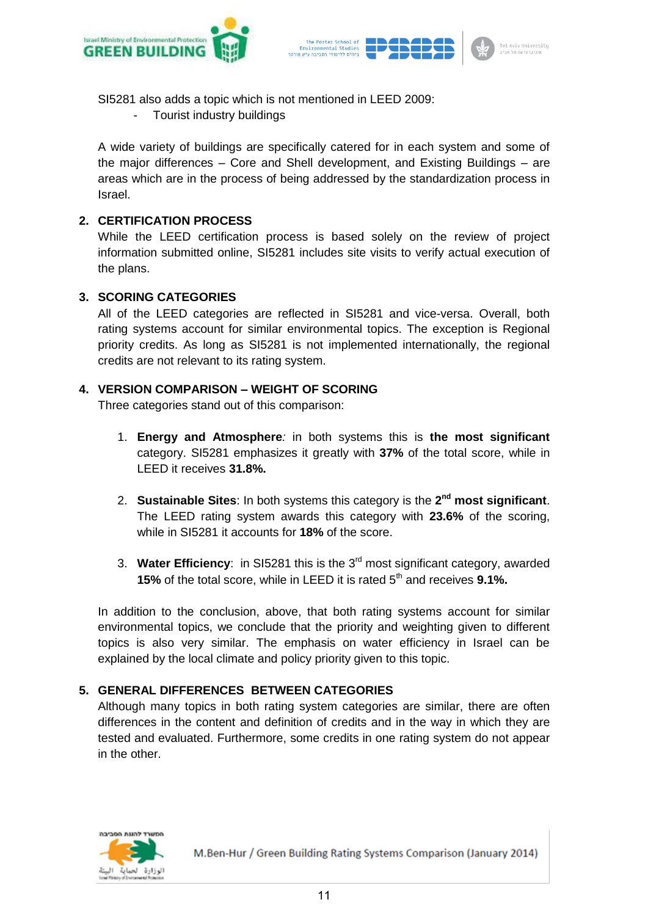SI5281 also adds a topic which is not mentioned in LEED 2009:

- Tourist industry buildings

A wide variety of buildings are specifically catered for in each system and some of the major differences – Core and Shell development, and Existing Buildings – are areas which are in the process of being addressed by the standardization process in Israel.

## 2. CERTIFICATION PROCESS

While the LEED certification process is based solely on the review of project information submitted online, SI5281 includes site visits to verify actual execution of the plans.

## 3. SCORING CATEGORIES

All of the LEED categories are reflected in SI5281 and vice-versa. Overall, both rating systems account for similar environmental topics. The exception is Regional priority credits. As long as SI5281 is not implemented internationally, the regional credits are not relevant to its rating system.

## 4. VERSION COMPARISON – WEIGHT OF SCORING

Three categories stand out of this comparison:

1. **Energy and Atmosphere***:* in both systems this is **the most significant** category. SI5281 emphasizes it greatly with **37%** of the total score, while in LEED it receives **31.8%.**

2. **Sustainable Sites**: In both systems this category is the **2nd most significant**. The LEED rating system awards this category with **23.6%** of the scoring, while in SI5281 it accounts for **18%** of the score.

3. **Water Efficiency**: in SI5281 this is the 3rd most significant category, awarded **15%** of the total score, while in LEED it is rated 5th and receives **9.1%.**

In addition to the conclusion, above, that both rating systems account for similar environmental topics, we conclude that the priority and weighting given to different topics is also very similar. The emphasis on water efficiency in Israel can be explained by the local climate and policy priority given to this topic.

## 5. GENERAL DIFFERENCES BETWEEN CATEGORIES

Although many topics in both rating system categories are similar, there are often differences in the content and definition of credits and in the way in which they are tested and evaluated. Furthermore, some credits in one rating system do not appear in the other.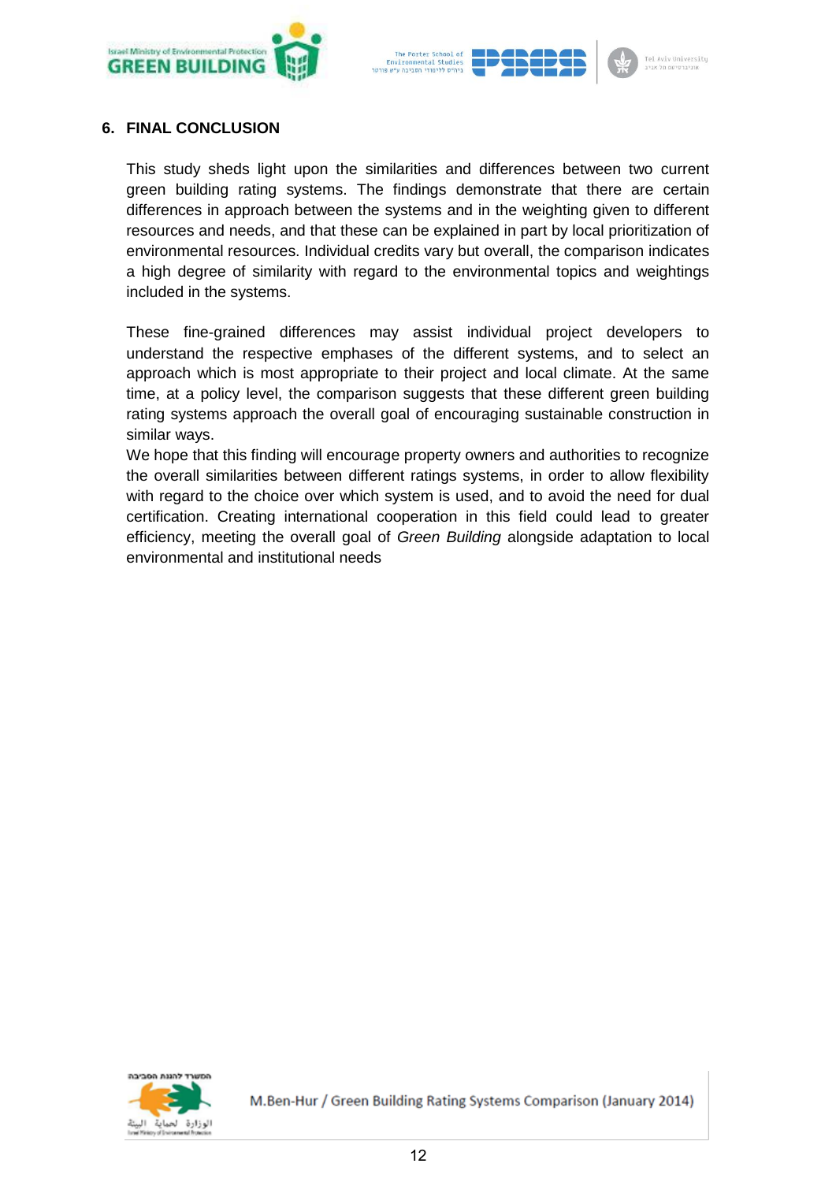## 6. FINAL CONCLUSION

This study sheds light upon the similarities and differences between two current green building rating systems. The findings demonstrate that there are certain differences in approach between the systems and in the weighting given to different resources and needs, and that these can be explained in part by local prioritization of environmental resources. Individual credits vary but overall, the comparison indicates a high degree of similarity with regard to the environmental topics and weightings included in the systems.

These fine-grained differences may assist individual project developers to understand the respective emphases of the different systems, and to select an approach which is most appropriate to their project and local climate. At the same time, at a policy level, the comparison suggests that these different green building rating systems approach the overall goal of encouraging sustainable construction in similar ways.
We hope that this finding will encourage property owners and authorities to recognize the overall similarities between different ratings systems, in order to allow flexibility with regard to the choice over which system is used, and to avoid the need for dual certification. Creating international cooperation in this field could lead to greater efficiency, meeting the overall goal of *Green Building* alongside adaptation to local environmental and institutional needs